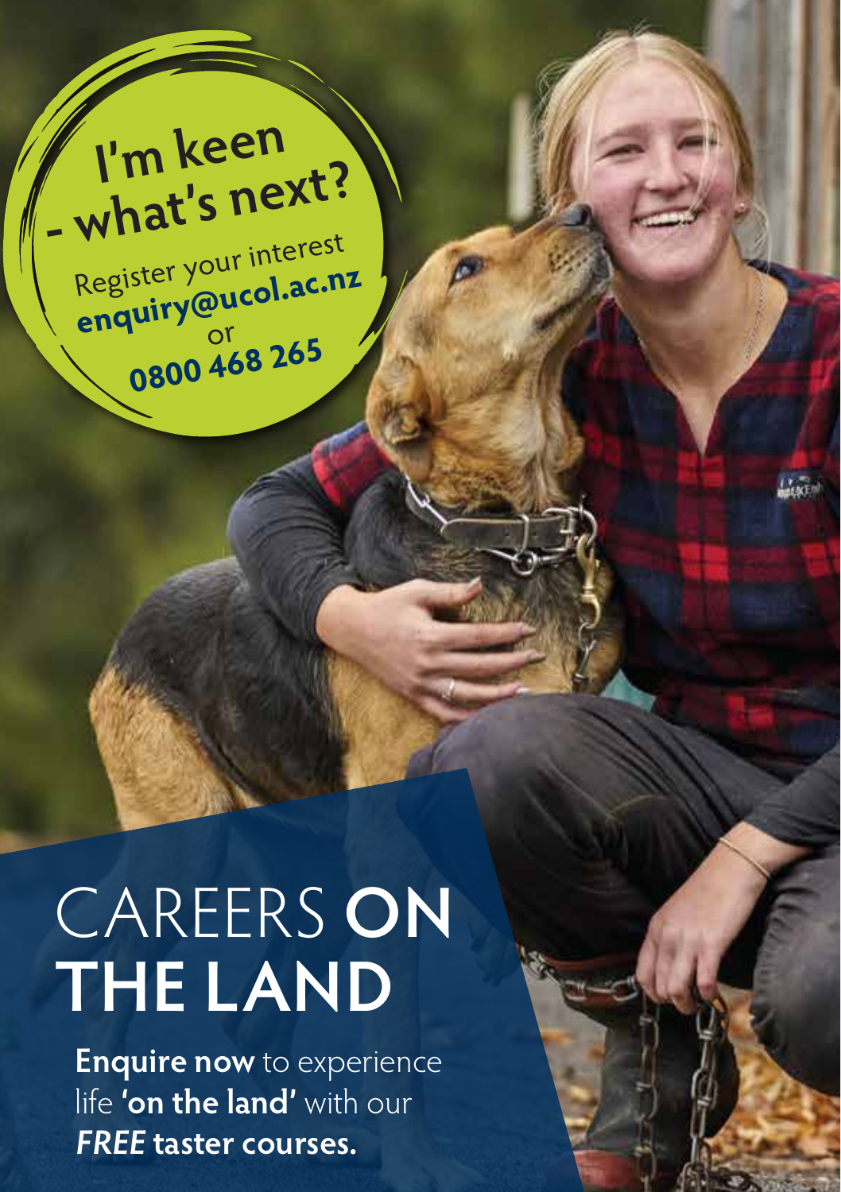**I'm keen - what's next?**

Register your interest
**enquiry@ucol.ac.nz**
or
**0800 468 265**

# CAREERS **ON THE LAND**

**Enquire now** to experience life **'on the land'** with our ***FREE*** **taster courses.**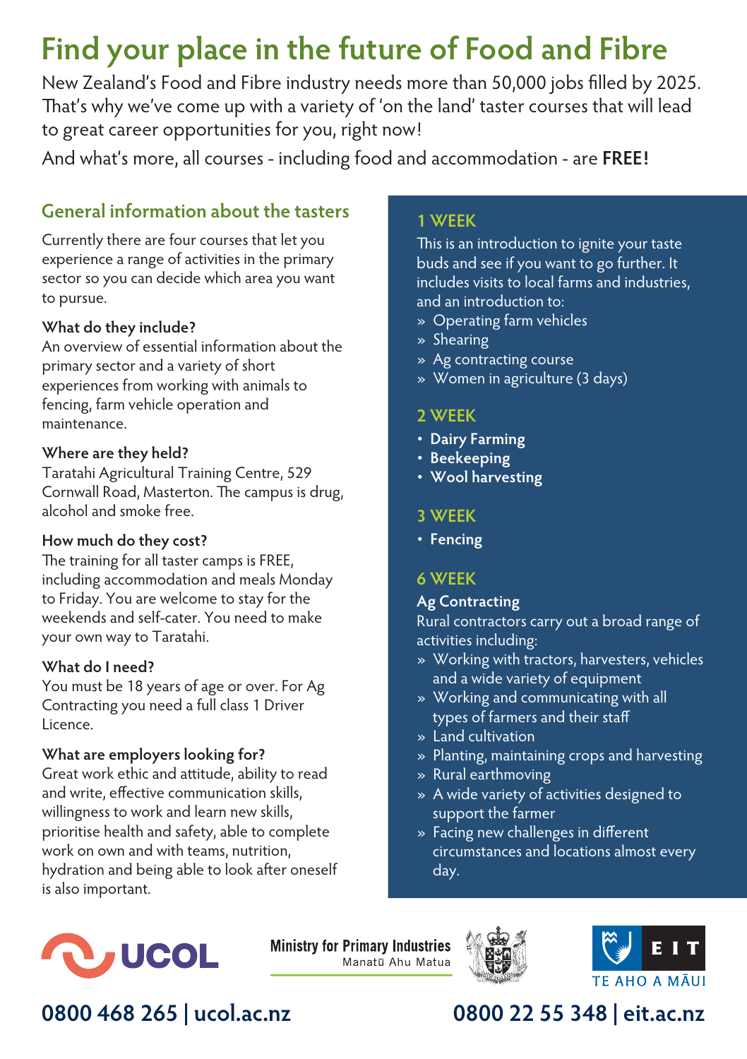# Find your place in the future of Food and Fibre

New Zealand's Food and Fibre industry needs more than 50,000 jobs filled by 2025. That's why we've come up with a variety of 'on the land' taster courses that will lead to great career opportunities for you, right now!

And what's more, all courses - including food and accommodation - are **FREE!**

## General information about the tasters

Currently there are four courses that let you experience a range of activities in the primary sector so you can decide which area you want to pursue.

**What do they include?**
An overview of essential information about the primary sector and a variety of short experiences from working with animals to fencing, farm vehicle operation and maintenance.

**Where are they held?**
Taratahi Agricultural Training Centre, 529 Cornwall Road, Masterton. The campus is drug, alcohol and smoke free.

**How much do they cost?**
The training for all taster camps is FREE, including accommodation and meals Monday to Friday. You are welcome to stay for the weekends and self-cater. You need to make your own way to Taratahi.

**What do I need?**
You must be 18 years of age or over. For Ag Contracting you need a full class 1 Driver Licence.

**What are employers looking for?**
Great work ethic and attitude, ability to read and write, effective communication skills, willingness to work and learn new skills, prioritise health and safety, able to complete work on own and with teams, nutrition, hydration and being able to look after oneself is also important.

## 1 WEEK

This is an introduction to ignite your taste buds and see if you want to go further. It includes visits to local farms and industries, and an introduction to:

- Operating farm vehicles
- Shearing
- Ag contracting course
- Women in agriculture (3 days)

## 2 WEEK

- **Dairy Farming**
- **Beekeeping**
- **Wool harvesting**

## 3 WEEK

- **Fencing**

## 6 WEEK

**Ag Contracting**
Rural contractors carry out a broad range of activities including:

- Working with tractors, harvesters, vehicles and a wide variety of equipment
- Working and communicating with all types of farmers and their staff
- Land cultivation
- Planting, maintaining crops and harvesting
- Rural earthmoving
- A wide variety of activities designed to support the farmer
- Facing new challenges in different circumstances and locations almost every day.

UCOL

Ministry for Primary Industries
Manatū Ahu Matua

EIT
TE AHO A MĀUI

**0800 468 265 | ucol.ac.nz**

**0800 22 55 348 | eit.ac.nz**